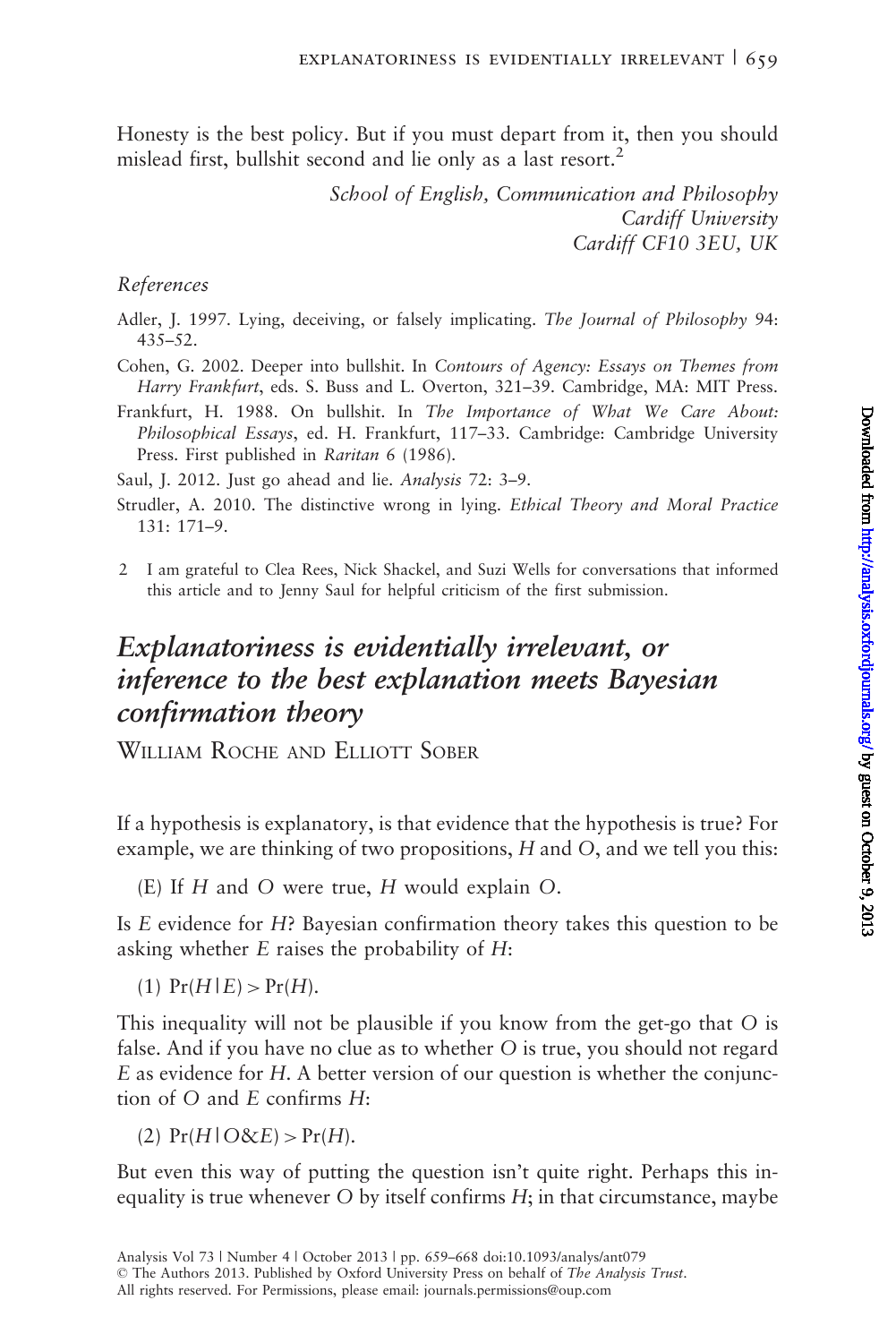Honesty is the best policy. But if you must depart from it, then you should mislead first, bullshit second and lie only as a last resort.[2]

*School of English, Communication and Philosophy*
*Cardiff University*
*Cardiff CF10 3EU, UK*

*References*

Adler, J. 1997. Lying, deceiving, or falsely implicating. *The Journal of Philosophy* 94: 435–52.

Cohen, G. 2002. Deeper into bullshit. In *Contours of Agency: Essays on Themes from Harry Frankfurt*, eds. S. Buss and L. Overton, 321–39. Cambridge, MA: MIT Press.

Frankfurt, H. 1988. On bullshit. In *The Importance of What We Care About: Philosophical Essays*, ed. H. Frankfurt, 117–33. Cambridge: Cambridge University Press. First published in *Raritan* 6 (1986).

Saul, J. 2012. Just go ahead and lie. *Analysis* 72: 3–9.

Strudler, A. 2010. The distinctive wrong in lying. *Ethical Theory and Moral Practice* 131: 171–9.

2 I am grateful to Clea Rees, Nick Shackel, and Suzi Wells for conversations that informed this article and to Jenny Saul for helpful criticism of the first submission.

# *Explanatoriness is evidentially irrelevant, or inference to the best explanation meets Bayesian confirmation theory*

William Roche and Elliott Sober

If a hypothesis is explanatory, is that evidence that the hypothesis is true? For example, we are thinking of two propositions, $H$ and $O$, and we tell you this:

(E) If $H$ and $O$ were true, $H$ would explain $O$.

Is $E$ evidence for $H$? Bayesian confirmation theory takes this question to be asking whether $E$ raises the probability of $H$:

(1) $\Pr(H|E) > \Pr(H)$.

This inequality will not be plausible if you know from the get-go that $O$ is false. And if you have no clue as to whether $O$ is true, you should not regard $E$ as evidence for $H$. A better version of our question is whether the conjunction of $O$ and $E$ confirms $H$:

(2) $\Pr(H|O\&E) > \Pr(H)$.

But even this way of putting the question isn't quite right. Perhaps this inequality is true whenever $O$ by itself confirms $H$; in that circumstance, maybe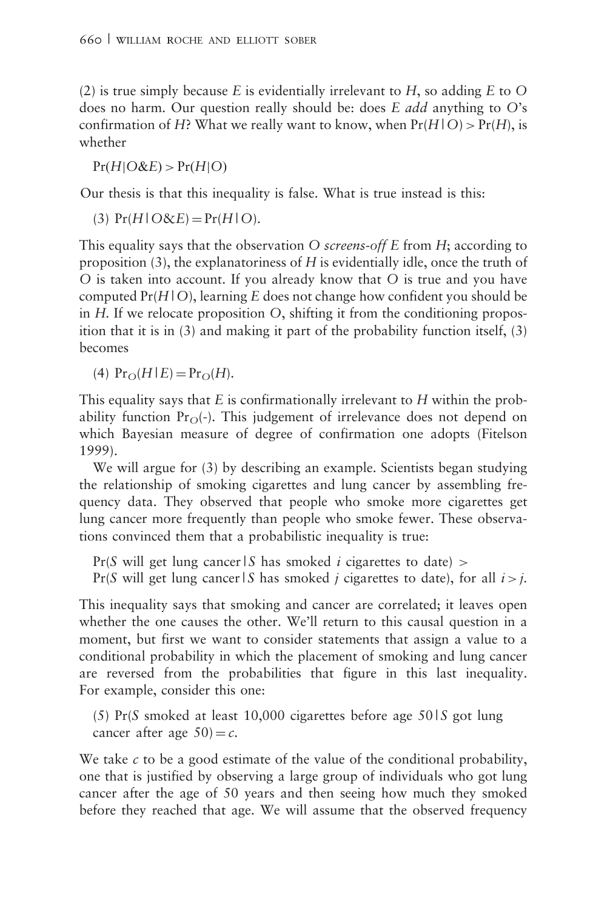(2) is true simply because $E$ is evidentially irrelevant to $H$, so adding $E$ to $O$ does no harm. Our question really should be: does $E$ *add* anything to $O$'s confirmation of $H$? What we really want to know, when $\Pr(H|O) > \Pr(H)$, is whether

$$\Pr(H|O\&E) > \Pr(H|O)$$

Our thesis is that this inequality is false. What is true instead is this:

(3) $\Pr(H|O\&E) = \Pr(H|O)$.

This equality says that the observation $O$ *screens-off* $E$ from $H$; according to proposition (3), the explanatoriness of $H$ is evidentially idle, once the truth of $O$ is taken into account. If you already know that $O$ is true and you have computed $\Pr(H|O)$, learning $E$ does not change how confident you should be in $H$. If we relocate proposition $O$, shifting it from the conditioning proposition that it is in (3) and making it part of the probability function itself, (3) becomes

(4) $\Pr_O(H|E) = \Pr_O(H)$.

This equality says that $E$ is confirmationally irrelevant to $H$ within the probability function $\Pr_O(\text{-})$. This judgement of irrelevance does not depend on which Bayesian measure of degree of confirmation one adopts (Fitelson 1999).

We will argue for (3) by describing an example. Scientists began studying the relationship of smoking cigarettes and lung cancer by assembling frequency data. They observed that people who smoke more cigarettes get lung cancer more frequently than people who smoke fewer. These observations convinced them that a probabilistic inequality is true:

$\Pr(S$ will get lung cancer $| S$ has smoked $i$ cigarettes to date$) >$
$\Pr(S$ will get lung cancer $| S$ has smoked $j$ cigarettes to date$)$, for all $i > j$.

This inequality says that smoking and cancer are correlated; it leaves open whether the one causes the other. We'll return to this causal question in a moment, but first we want to consider statements that assign a value to a conditional probability in which the placement of smoking and lung cancer are reversed from the probabilities that figure in this last inequality. For example, consider this one:

(5) $\Pr(S$ smoked at least 10,000 cigarettes before age 50 $| S$ got lung cancer after age 50$) = c$.

We take $c$ to be a good estimate of the value of the conditional probability, one that is justified by observing a large group of individuals who got lung cancer after the age of 50 years and then seeing how much they smoked before they reached that age. We will assume that the observed frequency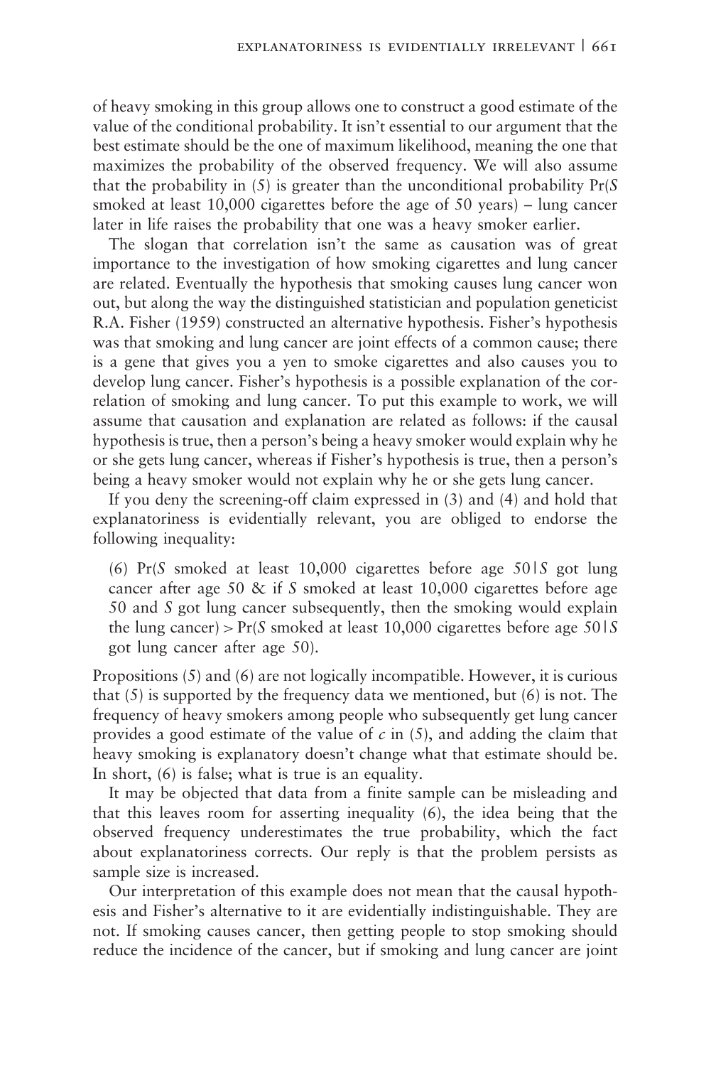of heavy smoking in this group allows one to construct a good estimate of the value of the conditional probability. It isn't essential to our argument that the best estimate should be the one of maximum likelihood, meaning the one that maximizes the probability of the observed frequency. We will also assume that the probability in (5) is greater than the unconditional probability Pr(*S* smoked at least 10,000 cigarettes before the age of 50 years) – lung cancer later in life raises the probability that one was a heavy smoker earlier.

The slogan that correlation isn't the same as causation was of great importance to the investigation of how smoking cigarettes and lung cancer are related. Eventually the hypothesis that smoking causes lung cancer won out, but along the way the distinguished statistician and population geneticist R.A. Fisher (1959) constructed an alternative hypothesis. Fisher's hypothesis was that smoking and lung cancer are joint effects of a common cause; there is a gene that gives you a yen to smoke cigarettes and also causes you to develop lung cancer. Fisher's hypothesis is a possible explanation of the correlation of smoking and lung cancer. To put this example to work, we will assume that causation and explanation are related as follows: if the causal hypothesis is true, then a person's being a heavy smoker would explain why he or she gets lung cancer, whereas if Fisher's hypothesis is true, then a person's being a heavy smoker would not explain why he or she gets lung cancer.

If you deny the screening-off claim expressed in (3) and (4) and hold that explanatoriness is evidentially relevant, you are obliged to endorse the following inequality:

> (6) Pr(*S* smoked at least 10,000 cigarettes before age 50 | *S* got lung cancer after age 50 & if *S* smoked at least 10,000 cigarettes before age 50 and *S* got lung cancer subsequently, then the smoking would explain the lung cancer) > Pr(*S* smoked at least 10,000 cigarettes before age 50 | *S* got lung cancer after age 50).

Propositions (5) and (6) are not logically incompatible. However, it is curious that (5) is supported by the frequency data we mentioned, but (6) is not. The frequency of heavy smokers among people who subsequently get lung cancer provides a good estimate of the value of $c$ in (5), and adding the claim that heavy smoking is explanatory doesn't change what that estimate should be. In short, (6) is false; what is true is an equality.

It may be objected that data from a finite sample can be misleading and that this leaves room for asserting inequality (6), the idea being that the observed frequency underestimates the true probability, which the fact about explanatoriness corrects. Our reply is that the problem persists as sample size is increased.

Our interpretation of this example does not mean that the causal hypothesis and Fisher's alternative to it are evidentially indistinguishable. They are not. If smoking causes cancer, then getting people to stop smoking should reduce the incidence of the cancer, but if smoking and lung cancer are joint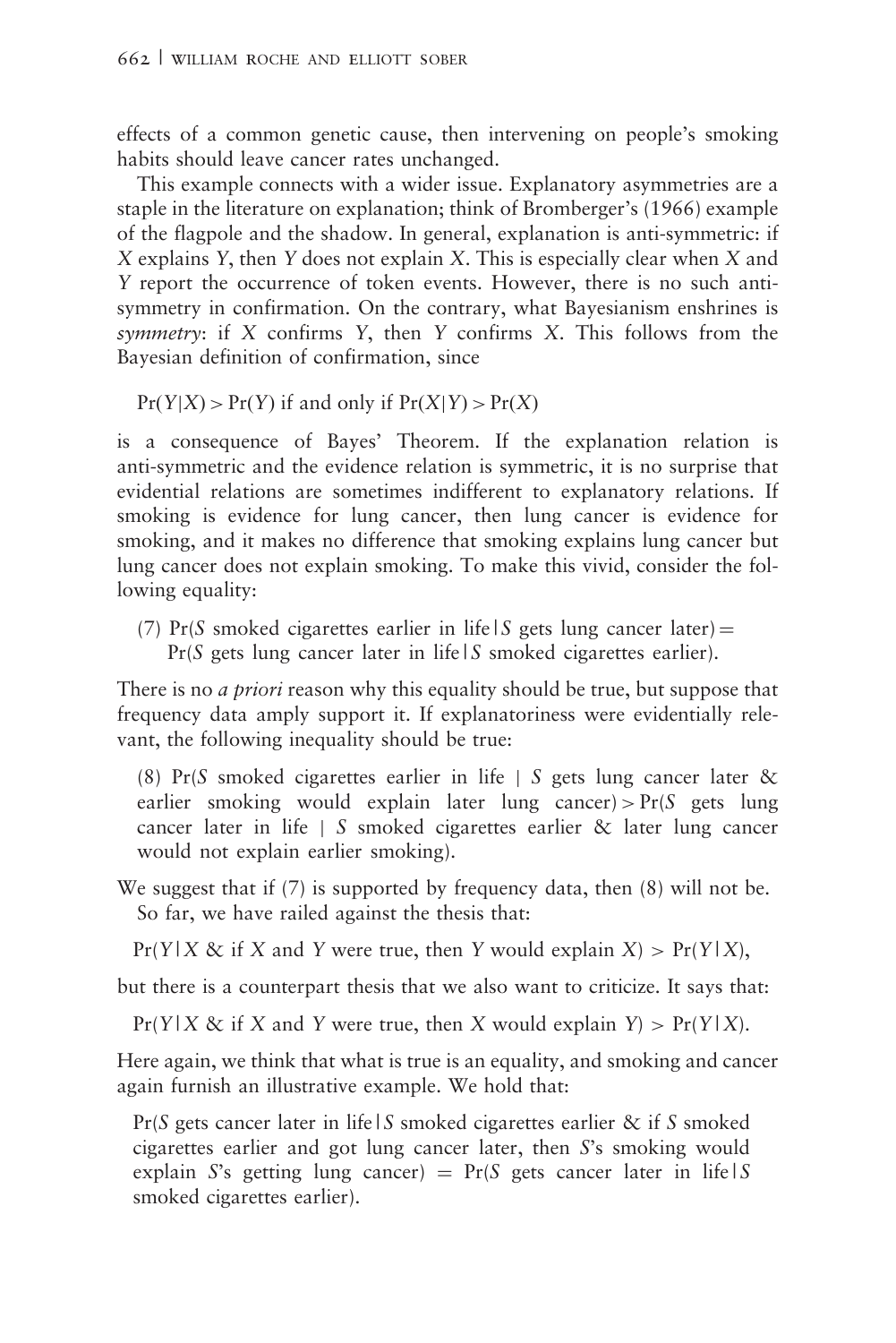effects of a common genetic cause, then intervening on people's smoking habits should leave cancer rates unchanged.

This example connects with a wider issue. Explanatory asymmetries are a staple in the literature on explanation; think of Bromberger's (1966) example of the flagpole and the shadow. In general, explanation is anti-symmetric: if $X$ explains $Y$, then $Y$ does not explain $X$. This is especially clear when $X$ and $Y$ report the occurrence of token events. However, there is no such anti-symmetry in confirmation. On the contrary, what Bayesianism enshrines is *symmetry*: if $X$ confirms $Y$, then $Y$ confirms $X$. This follows from the Bayesian definition of confirmation, since

$$\Pr(Y|X) > \Pr(Y) \text{ if and only if } \Pr(X|Y) > \Pr(X)$$

is a consequence of Bayes' Theorem. If the explanation relation is anti-symmetric and the evidence relation is symmetric, it is no surprise that evidential relations are sometimes indifferent to explanatory relations. If smoking is evidence for lung cancer, then lung cancer is evidence for smoking, and it makes no difference that smoking explains lung cancer but lung cancer does not explain smoking. To make this vivid, consider the following equality:

(7) Pr($S$ smoked cigarettes earlier in life | $S$ gets lung cancer later) = Pr($S$ gets lung cancer later in life | $S$ smoked cigarettes earlier).

There is no *a priori* reason why this equality should be true, but suppose that frequency data amply support it. If explanatoriness were evidentially relevant, the following inequality should be true:

(8) Pr($S$ smoked cigarettes earlier in life | $S$ gets lung cancer later & earlier smoking would explain later lung cancer) > Pr($S$ gets lung cancer later in life | $S$ smoked cigarettes earlier & later lung cancer would not explain earlier smoking).

We suggest that if (7) is supported by frequency data, then (8) will not be.

So far, we have railed against the thesis that:

$\Pr(Y|X$ & if $X$ and $Y$ were true, then $Y$ would explain $X) > \Pr(Y|X)$,

but there is a counterpart thesis that we also want to criticize. It says that:

$\Pr(Y|X$ & if $X$ and $Y$ were true, then $X$ would explain $Y) > \Pr(Y|X)$.

Here again, we think that what is true is an equality, and smoking and cancer again furnish an illustrative example. We hold that:

Pr($S$ gets cancer later in life | $S$ smoked cigarettes earlier & if $S$ smoked cigarettes earlier and got lung cancer later, then $S$'s smoking would explain $S$'s getting lung cancer) = Pr($S$ gets cancer later in life | $S$ smoked cigarettes earlier).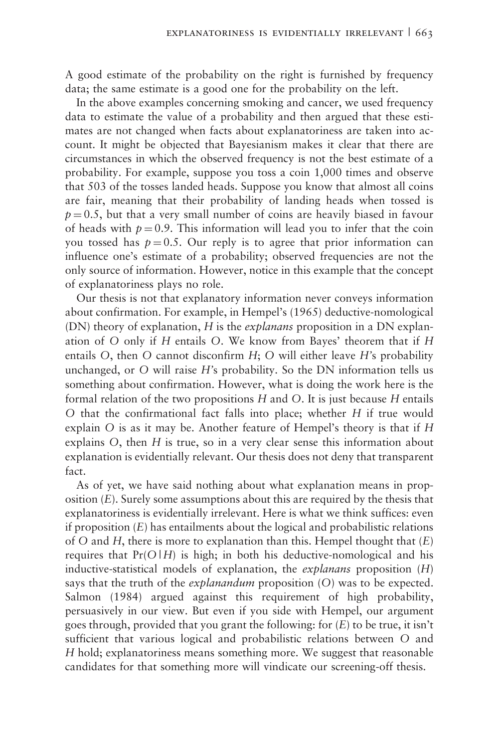A good estimate of the probability on the right is furnished by frequency data; the same estimate is a good one for the probability on the left.

In the above examples concerning smoking and cancer, we used frequency data to estimate the value of a probability and then argued that these estimates are not changed when facts about explanatoriness are taken into account. It might be objected that Bayesianism makes it clear that there are circumstances in which the observed frequency is not the best estimate of a probability. For example, suppose you toss a coin 1,000 times and observe that 503 of the tosses landed heads. Suppose you know that almost all coins are fair, meaning that their probability of landing heads when tossed is $p = 0.5$, but that a very small number of coins are heavily biased in favour of heads with $p = 0.9$. This information will lead you to infer that the coin you tossed has $p = 0.5$. Our reply is to agree that prior information can influence one's estimate of a probability; observed frequencies are not the only source of information. However, notice in this example that the concept of explanatoriness plays no role.

Our thesis is not that explanatory information never conveys information about confirmation. For example, in Hempel's (1965) deductive-nomological (DN) theory of explanation, $H$ is the *explanans* proposition in a DN explanation of $O$ only if $H$ entails $O$. We know from Bayes' theorem that if $H$ entails $O$, then $O$ cannot disconfirm $H$; $O$ will either leave $H$'s probability unchanged, or $O$ will raise $H$'s probability. So the DN information tells us something about confirmation. However, what is doing the work here is the formal relation of the two propositions $H$ and $O$. It is just because $H$ entails $O$ that the confirmational fact falls into place; whether $H$ if true would explain $O$ is as it may be. Another feature of Hempel's theory is that if $H$ explains $O$, then $H$ is true, so in a very clear sense this information about explanation is evidentially relevant. Our thesis does not deny that transparent fact.

As of yet, we have said nothing about what explanation means in proposition ($E$). Surely some assumptions about this are required by the thesis that explanatoriness is evidentially irrelevant. Here is what we think suffices: even if proposition ($E$) has entailments about the logical and probabilistic relations of $O$ and $H$, there is more to explanation than this. Hempel thought that ($E$) requires that $\Pr(O \mid H)$ is high; in both his deductive-nomological and his inductive-statistical models of explanation, the *explanans* proposition ($H$) says that the truth of the *explanandum* proposition ($O$) was to be expected. Salmon (1984) argued against this requirement of high probability, persuasively in our view. But even if you side with Hempel, our argument goes through, provided that you grant the following: for ($E$) to be true, it isn't sufficient that various logical and probabilistic relations between $O$ and $H$ hold; explanatoriness means something more. We suggest that reasonable candidates for that something more will vindicate our screening-off thesis.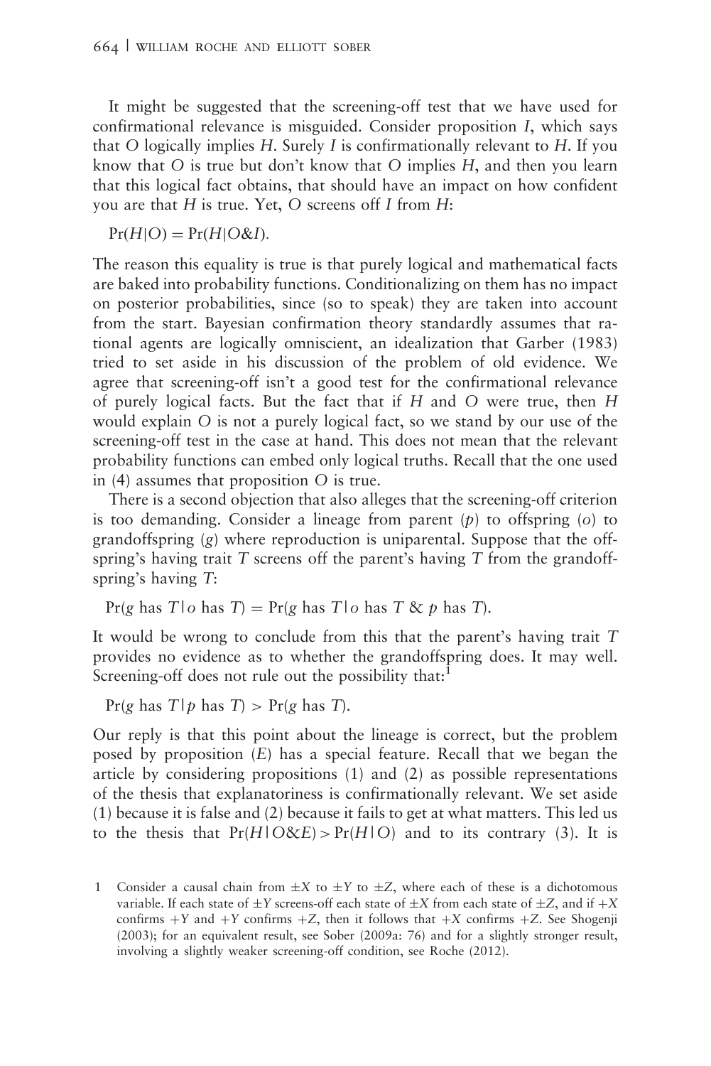It might be suggested that the screening-off test that we have used for confirmational relevance is misguided. Consider proposition $I$, which says that $O$ logically implies $H$. Surely $I$ is confirmationally relevant to $H$. If you know that $O$ is true but don't know that $O$ implies $H$, and then you learn that this logical fact obtains, that should have an impact on how confident you are that $H$ is true. Yet, $O$ screens off $I$ from $H$:

$$\Pr(H|O) = \Pr(H|O\&I).$$

The reason this equality is true is that purely logical and mathematical facts are baked into probability functions. Conditionalizing on them has no impact on posterior probabilities, since (so to speak) they are taken into account from the start. Bayesian confirmation theory standardly assumes that rational agents are logically omniscient, an idealization that Garber (1983) tried to set aside in his discussion of the problem of old evidence. We agree that screening-off isn't a good test for the confirmational relevance of purely logical facts. But the fact that if $H$ and $O$ were true, then $H$ would explain $O$ is not a purely logical fact, so we stand by our use of the screening-off test in the case at hand. This does not mean that the relevant probability functions can embed only logical truths. Recall that the one used in (4) assumes that proposition $O$ is true.

There is a second objection that also alleges that the screening-off criterion is too demanding. Consider a lineage from parent ($p$) to offspring ($o$) to grandoffspring ($g$) where reproduction is uniparental. Suppose that the offspring's having trait $T$ screens off the parent's having $T$ from the grandoffspring's having $T$:

$$\Pr(g \text{ has } T \,|\, o \text{ has } T) = \Pr(g \text{ has } T \,|\, o \text{ has } T \;\&\; p \text{ has } T).$$

It would be wrong to conclude from this that the parent's having trait $T$ provides no evidence as to whether the grandoffspring does. It may well. Screening-off does not rule out the possibility that:[1]

$$\Pr(g \text{ has } T \,|\, p \text{ has } T) > \Pr(g \text{ has } T).$$

Our reply is that this point about the lineage is correct, but the problem posed by proposition ($E$) has a special feature. Recall that we began the article by considering propositions (1) and (2) as possible representations of the thesis that explanatoriness is confirmationally relevant. We set aside (1) because it is false and (2) because it fails to get at what matters. This led us to the thesis that $\Pr(H|O\&E) > \Pr(H|O)$ and to its contrary (3). It is

1 Consider a causal chain from $\pm X$ to $\pm Y$ to $\pm Z$, where each of these is a dichotomous variable. If each state of $\pm Y$ screens-off each state of $\pm X$ from each state of $\pm Z$, and if $+X$ confirms $+Y$ and $+Y$ confirms $+Z$, then it follows that $+X$ confirms $+Z$. See Shogenji (2003); for an equivalent result, see Sober (2009a: 76) and for a slightly stronger result, involving a slightly weaker screening-off condition, see Roche (2012).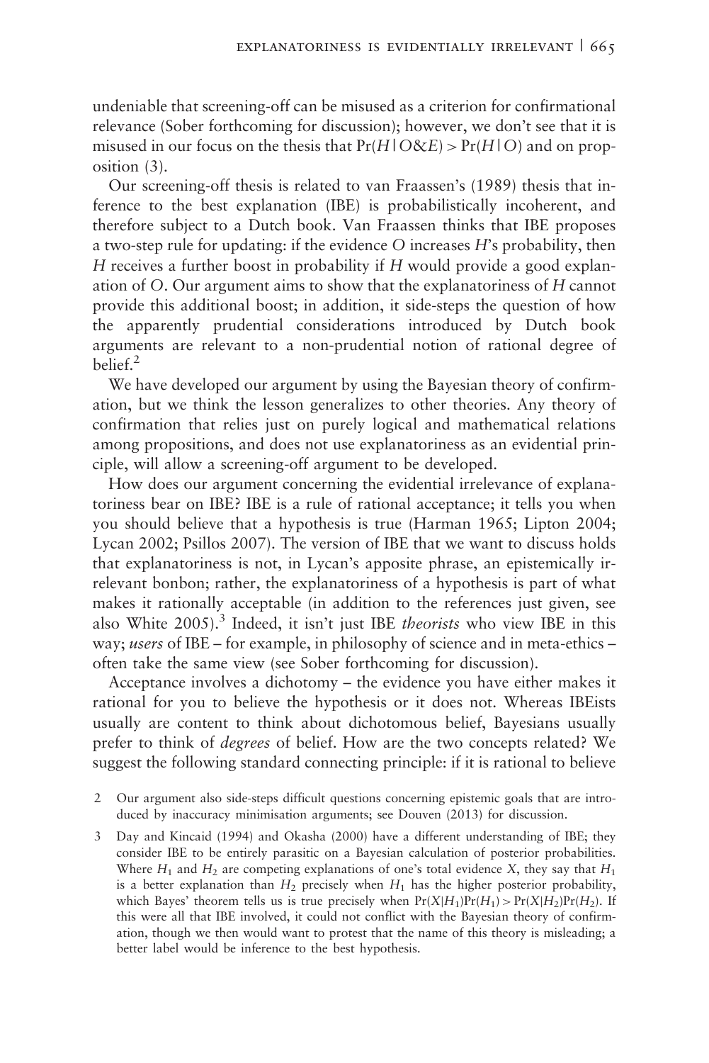undeniable that screening-off can be misused as a criterion for confirmational relevance (Sober forthcoming for discussion); however, we don't see that it is misused in our focus on the thesis that $\Pr(H \mid O\&E) > \Pr(H \mid O)$ and on proposition (3).

Our screening-off thesis is related to van Fraassen's (1989) thesis that inference to the best explanation (IBE) is probabilistically incoherent, and therefore subject to a Dutch book. Van Fraassen thinks that IBE proposes a two-step rule for updating: if the evidence $O$ increases $H$'s probability, then $H$ receives a further boost in probability if $H$ would provide a good explanation of $O$. Our argument aims to show that the explanatoriness of $H$ cannot provide this additional boost; in addition, it side-steps the question of how the apparently prudential considerations introduced by Dutch book arguments are relevant to a non-prudential notion of rational degree of belief.[2]

We have developed our argument by using the Bayesian theory of confirmation, but we think the lesson generalizes to other theories. Any theory of confirmation that relies just on purely logical and mathematical relations among propositions, and does not use explanatoriness as an evidential principle, will allow a screening-off argument to be developed.

How does our argument concerning the evidential irrelevance of explanatoriness bear on IBE? IBE is a rule of rational acceptance; it tells you when you should believe that a hypothesis is true (Harman 1965; Lipton 2004; Lycan 2002; Psillos 2007). The version of IBE that we want to discuss holds that explanatoriness is not, in Lycan's apposite phrase, an epistemically irrelevant bonbon; rather, the explanatoriness of a hypothesis is part of what makes it rationally acceptable (in addition to the references just given, see also White 2005).[3] Indeed, it isn't just IBE *theorists* who view IBE in this way; *users* of IBE – for example, in philosophy of science and in meta-ethics – often take the same view (see Sober forthcoming for discussion).

Acceptance involves a dichotomy – the evidence you have either makes it rational for you to believe the hypothesis or it does not. Whereas IBEists usually are content to think about dichotomous belief, Bayesians usually prefer to think of *degrees* of belief. How are the two concepts related? We suggest the following standard connecting principle: if it is rational to believe

2 Our argument also side-steps difficult questions concerning epistemic goals that are introduced by inaccuracy minimisation arguments; see Douven (2013) for discussion.

3 Day and Kincaid (1994) and Okasha (2000) have a different understanding of IBE; they consider IBE to be entirely parasitic on a Bayesian calculation of posterior probabilities. Where $H_1$ and $H_2$ are competing explanations of one's total evidence $X$, they say that $H_1$ is a better explanation than $H_2$ precisely when $H_1$ has the higher posterior probability, which Bayes' theorem tells us is true precisely when $\Pr(X|H_1)\Pr(H_1) > \Pr(X|H_2)\Pr(H_2)$. If this were all that IBE involved, it could not conflict with the Bayesian theory of confirmation, though we then would want to protest that the name of this theory is misleading; a better label would be inference to the best hypothesis.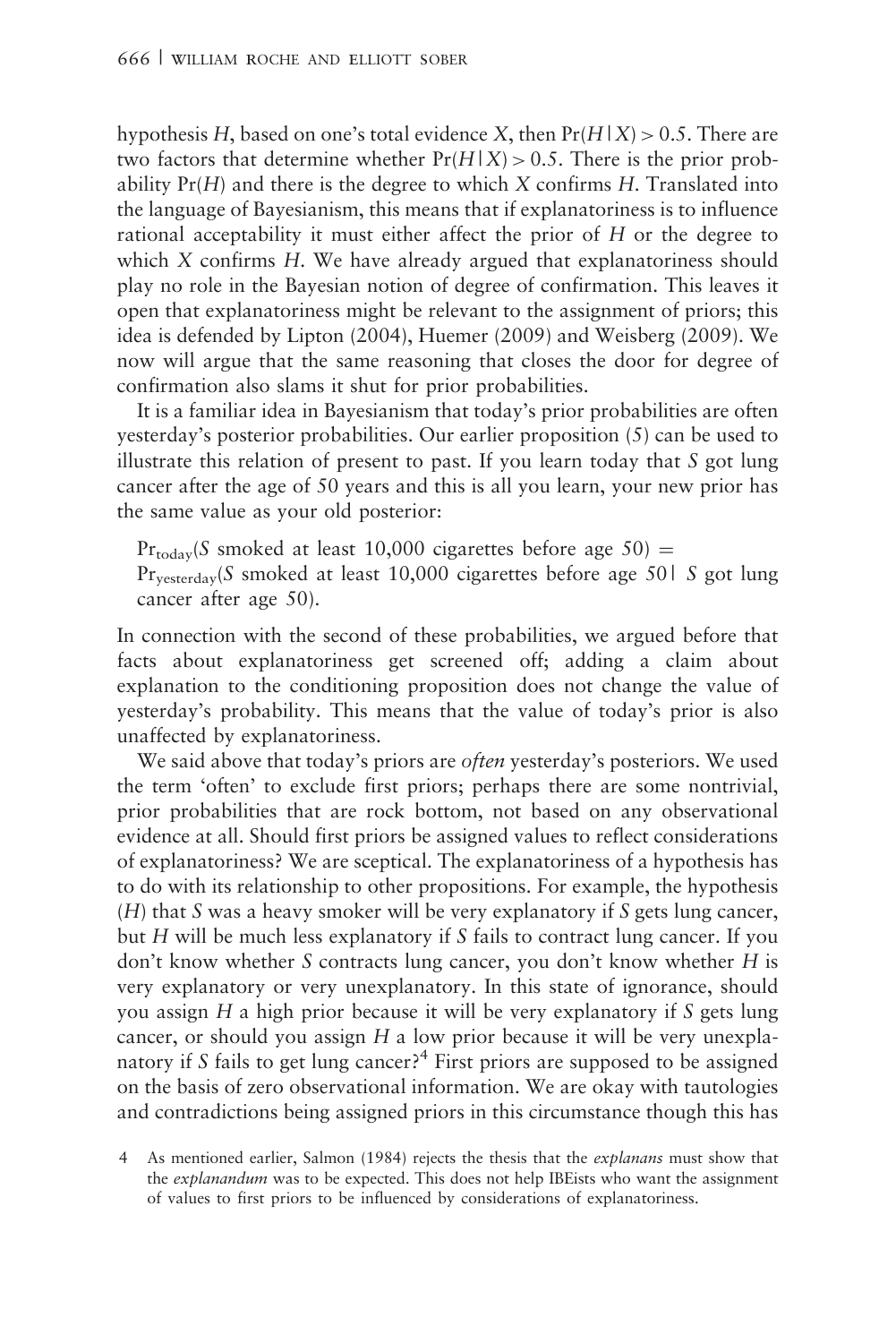hypothesis $H$, based on one's total evidence $X$, then $\Pr(H|X) > 0.5$. There are two factors that determine whether $\Pr(H|X) > 0.5$. There is the prior probability $\Pr(H)$ and there is the degree to which $X$ confirms $H$. Translated into the language of Bayesianism, this means that if explanatoriness is to influence rational acceptability it must either affect the prior of $H$ or the degree to which $X$ confirms $H$. We have already argued that explanatoriness should play no role in the Bayesian notion of degree of confirmation. This leaves it open that explanatoriness might be relevant to the assignment of priors; this idea is defended by Lipton (2004), Huemer (2009) and Weisberg (2009). We now will argue that the same reasoning that closes the door for degree of confirmation also slams it shut for prior probabilities.

It is a familiar idea in Bayesianism that today's prior probabilities are often yesterday's posterior probabilities. Our earlier proposition (5) can be used to illustrate this relation of present to past. If you learn today that $S$ got lung cancer after the age of 50 years and this is all you learn, your new prior has the same value as your old posterior:

> $\Pr_{\text{today}}$($S$ smoked at least 10,000 cigarettes before age 50) =
> $\Pr_{\text{yesterday}}$($S$ smoked at least 10,000 cigarettes before age 50 | $S$ got lung cancer after age 50).

In connection with the second of these probabilities, we argued before that facts about explanatoriness get screened off; adding a claim about explanation to the conditioning proposition does not change the value of yesterday's probability. This means that the value of today's prior is also unaffected by explanatoriness.

We said above that today's priors are *often* yesterday's posteriors. We used the term 'often' to exclude first priors; perhaps there are some nontrivial, prior probabilities that are rock bottom, not based on any observational evidence at all. Should first priors be assigned values to reflect considerations of explanatoriness? We are sceptical. The explanatoriness of a hypothesis has to do with its relationship to other propositions. For example, the hypothesis ($H$) that $S$ was a heavy smoker will be very explanatory if $S$ gets lung cancer, but $H$ will be much less explanatory if $S$ fails to contract lung cancer. If you don't know whether $S$ contracts lung cancer, you don't know whether $H$ is very explanatory or very unexplanatory. In this state of ignorance, should you assign $H$ a high prior because it will be very explanatory if $S$ gets lung cancer, or should you assign $H$ a low prior because it will be very unexplanatory if $S$ fails to get lung cancer?[4] First priors are supposed to be assigned on the basis of zero observational information. We are okay with tautologies and contradictions being assigned priors in this circumstance though this has

4 As mentioned earlier, Salmon (1984) rejects the thesis that the *explanans* must show that the *explanandum* was to be expected. This does not help IBEists who want the assignment of values to first priors to be influenced by considerations of explanatoriness.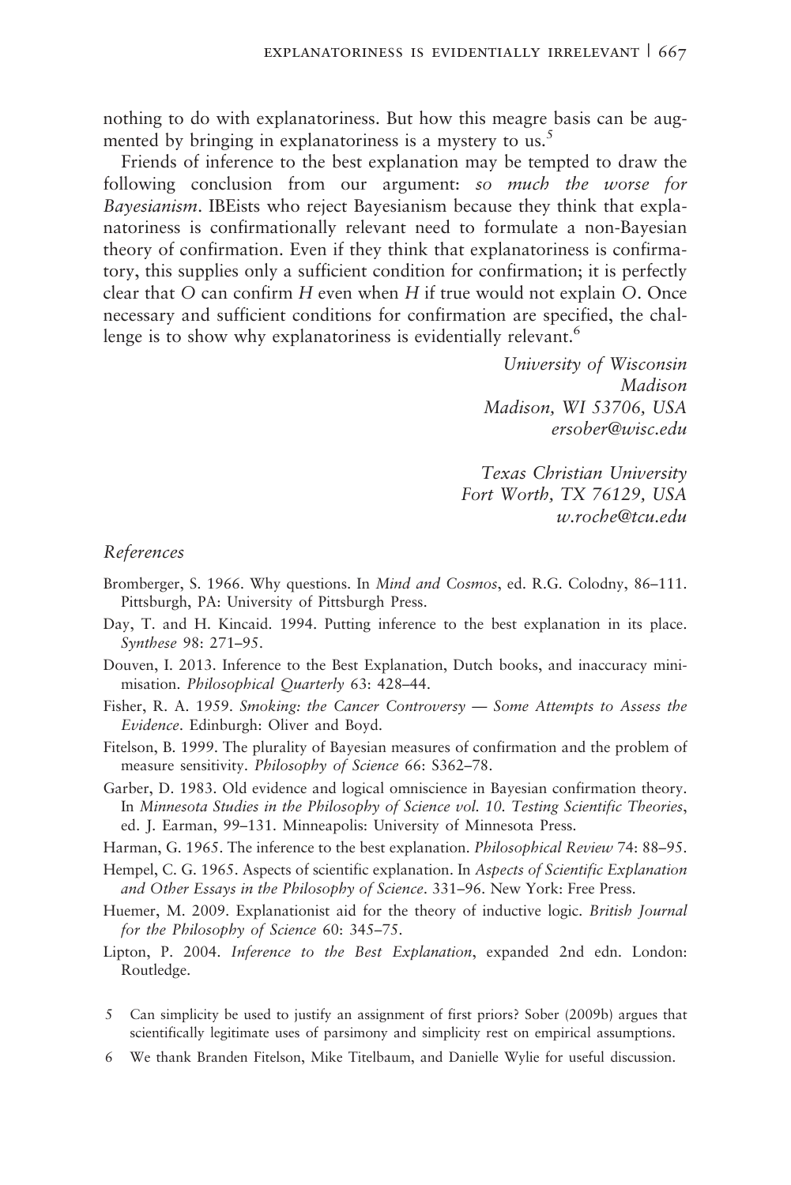nothing to do with explanatoriness. But how this meagre basis can be augmented by bringing in explanatoriness is a mystery to us.[5]

Friends of inference to the best explanation may be tempted to draw the following conclusion from our argument: *so much the worse for Bayesianism*. IBEists who reject Bayesianism because they think that explanatoriness is confirmationally relevant need to formulate a non-Bayesian theory of confirmation. Even if they think that explanatoriness is confirmatory, this supplies only a sufficient condition for confirmation; it is perfectly clear that *O* can confirm *H* even when *H* if true would not explain *O*. Once necessary and sufficient conditions for confirmation are specified, the challenge is to show why explanatoriness is evidentially relevant.[6]

*University of Wisconsin*
*Madison*
*Madison, WI 53706, USA*
*ersober@wisc.edu*

*Texas Christian University*
*Fort Worth, TX 76129, USA*
*w.roche@tcu.edu*

## *References*

Bromberger, S. 1966. Why questions. In *Mind and Cosmos*, ed. R.G. Colodny, 86–111. Pittsburgh, PA: University of Pittsburgh Press.

Day, T. and H. Kincaid. 1994. Putting inference to the best explanation in its place. *Synthese* 98: 271–95.

Douven, I. 2013. Inference to the Best Explanation, Dutch books, and inaccuracy minimisation. *Philosophical Quarterly* 63: 428–44.

Fisher, R. A. 1959. *Smoking: the Cancer Controversy — Some Attempts to Assess the Evidence*. Edinburgh: Oliver and Boyd.

Fitelson, B. 1999. The plurality of Bayesian measures of confirmation and the problem of measure sensitivity. *Philosophy of Science* 66: S362–78.

Garber, D. 1983. Old evidence and logical omniscience in Bayesian confirmation theory. In *Minnesota Studies in the Philosophy of Science vol. 10. Testing Scientific Theories*, ed. J. Earman, 99–131. Minneapolis: University of Minnesota Press.

Harman, G. 1965. The inference to the best explanation. *Philosophical Review* 74: 88–95.

Hempel, C. G. 1965. Aspects of scientific explanation. In *Aspects of Scientific Explanation and Other Essays in the Philosophy of Science*. 331–96. New York: Free Press.

Huemer, M. 2009. Explanationist aid for the theory of inductive logic. *British Journal for the Philosophy of Science* 60: 345–75.

Lipton, P. 2004. *Inference to the Best Explanation*, expanded 2nd edn. London: Routledge.

5 Can simplicity be used to justify an assignment of first priors? Sober (2009b) argues that scientifically legitimate uses of parsimony and simplicity rest on empirical assumptions.

6 We thank Branden Fitelson, Mike Titelbaum, and Danielle Wylie for useful discussion.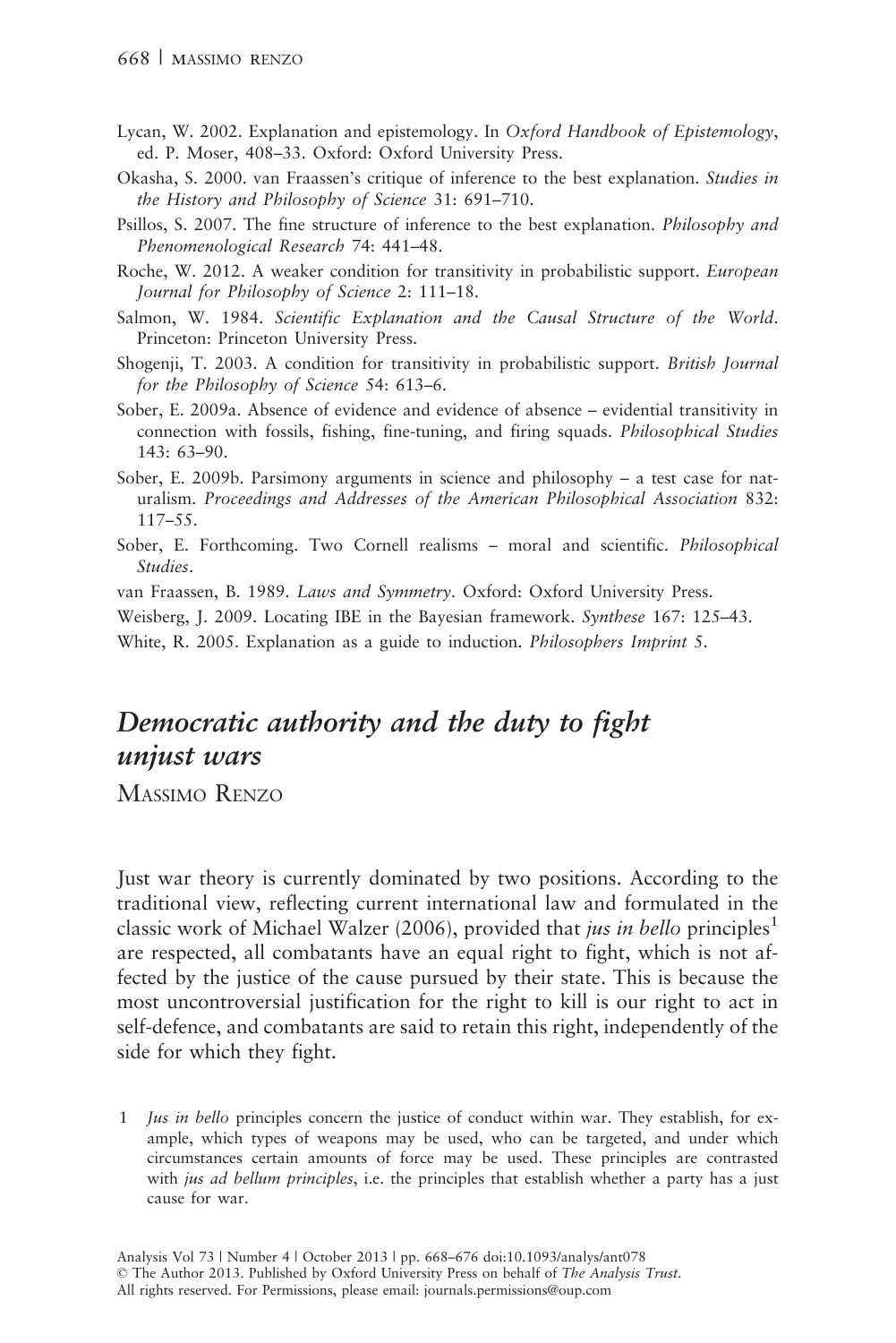Lycan, W. 2002. Explanation and epistemology. In *Oxford Handbook of Epistemology*, ed. P. Moser, 408–33. Oxford: Oxford University Press.

Okasha, S. 2000. van Fraassen's critique of inference to the best explanation. *Studies in the History and Philosophy of Science* 31: 691–710.

Psillos, S. 2007. The fine structure of inference to the best explanation. *Philosophy and Phenomenological Research* 74: 441–48.

Roche, W. 2012. A weaker condition for transitivity in probabilistic support. *European Journal for Philosophy of Science* 2: 111–18.

Salmon, W. 1984. *Scientific Explanation and the Causal Structure of the World*. Princeton: Princeton University Press.

Shogenji, T. 2003. A condition for transitivity in probabilistic support. *British Journal for the Philosophy of Science* 54: 613–6.

Sober, E. 2009a. Absence of evidence and evidence of absence – evidential transitivity in connection with fossils, fishing, fine-tuning, and firing squads. *Philosophical Studies* 143: 63–90.

Sober, E. 2009b. Parsimony arguments in science and philosophy – a test case for naturalism. *Proceedings and Addresses of the American Philosophical Association* 832: 117–55.

Sober, E. Forthcoming. Two Cornell realisms – moral and scientific. *Philosophical Studies*.

van Fraassen, B. 1989. *Laws and Symmetry*. Oxford: Oxford University Press.

Weisberg, J. 2009. Locating IBE in the Bayesian framework. *Synthese* 167: 125–43.

White, R. 2005. Explanation as a guide to induction. *Philosophers Imprint* 5.

# *Democratic authority and the duty to fight unjust wars*

MASSIMO RENZO

Just war theory is currently dominated by two positions. According to the traditional view, reflecting current international law and formulated in the classic work of Michael Walzer (2006), provided that *jus in bello* principles[1] are respected, all combatants have an equal right to fight, which is not affected by the justice of the cause pursued by their state. This is because the most uncontroversial justification for the right to kill is our right to act in self-defence, and combatants are said to retain this right, independently of the side for which they fight.

1 *Jus in bello* principles concern the justice of conduct within war. They establish, for example, which types of weapons may be used, who can be targeted, and under which circumstances certain amounts of force may be used. These principles are contrasted with *jus ad bellum principles*, i.e. the principles that establish whether a party has a just cause for war.

Analysis Vol 73 | Number 4 | October 2013 | pp. 668–676 doi:10.1093/analys/ant078
© The Author 2013. Published by Oxford University Press on behalf of *The Analysis Trust*.
All rights reserved. For Permissions, please email: journals.permissions@oup.com